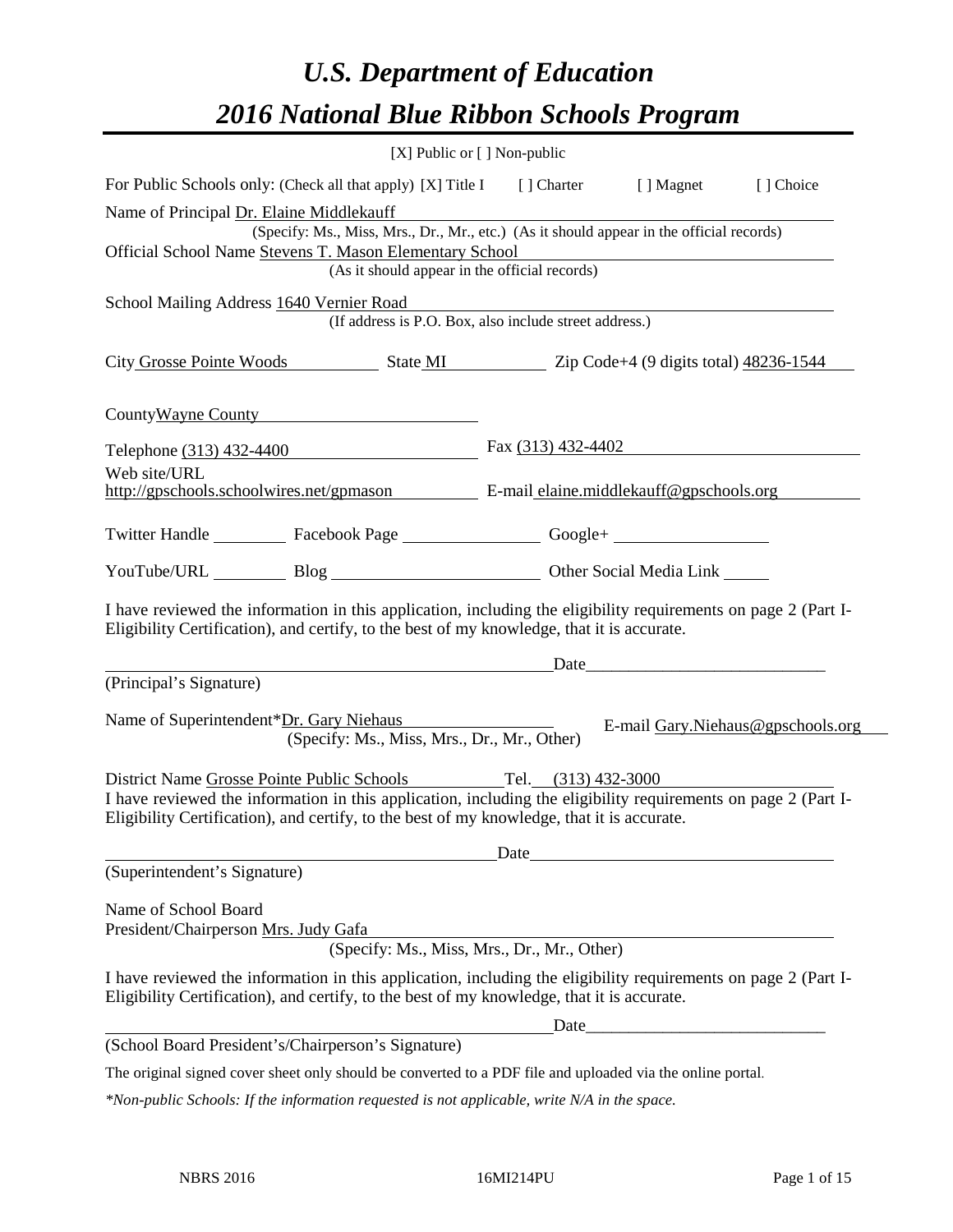# *U.S. Department of Education*
# *2016 National Blue Ribbon Schools Program*

[X] Public or [ ] Non-public

For Public Schools only: (Check all that apply) [X] Title I [ ] Charter [ ] Magnet [ ] Choice

Name of Principal Dr. Elaine Middlekauff
(Specify: Ms., Miss, Mrs., Dr., Mr., etc.) (As it should appear in the official records)

Official School Name Stevens T. Mason Elementary School
(As it should appear in the official records)

School Mailing Address 1640 Vernier Road
(If address is P.O. Box, also include street address.)

City Grosse Pointe Woods State MI Zip Code+4 (9 digits total) 48236-1544

County Wayne County

Telephone (313) 432-4400 Fax (313) 432-4402

Web site/URL http://gpschools.schoolwires.net/gpmason E-mail elaine.middlekauff@gpschools.org

Twitter Handle ________ Facebook Page ________ Google+ ________

YouTube/URL ________ Blog ________ Other Social Media Link ________

I have reviewed the information in this application, including the eligibility requirements on page 2 (Part I-Eligibility Certification), and certify, to the best of my knowledge, that it is accurate.

_______________________________________ Date_______________________

(Principal's Signature)

Name of Superintendent* Dr. Gary Niehaus E-mail Gary.Niehaus@gpschools.org
(Specify: Ms., Miss, Mrs., Dr., Mr., Other)

District Name Grosse Pointe Public Schools Tel. (313) 432-3000

I have reviewed the information in this application, including the eligibility requirements on page 2 (Part I-Eligibility Certification), and certify, to the best of my knowledge, that it is accurate.

_______________________________________ Date_______________________

(Superintendent's Signature)

Name of School Board
President/Chairperson Mrs. Judy Gafa
(Specify: Ms., Miss, Mrs., Dr., Mr., Other)

I have reviewed the information in this application, including the eligibility requirements on page 2 (Part I-Eligibility Certification), and certify, to the best of my knowledge, that it is accurate.

_______________________________________ Date_______________________

(School Board President's/Chairperson's Signature)

The original signed cover sheet only should be converted to a PDF file and uploaded via the online portal.

*\*Non-public Schools: If the information requested is not applicable, write N/A in the space.*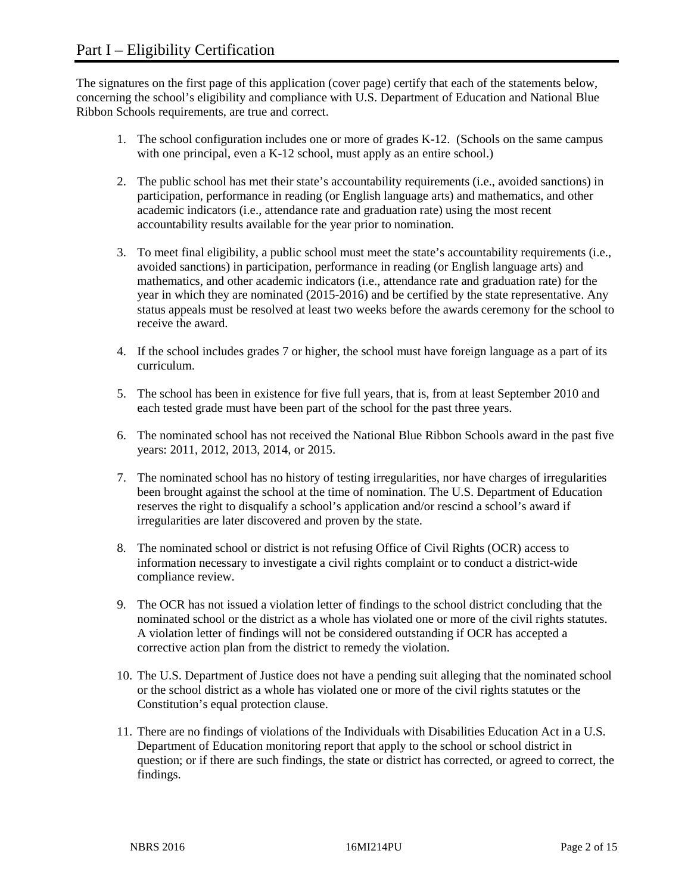# Part I – Eligibility Certification

The signatures on the first page of this application (cover page) certify that each of the statements below, concerning the school's eligibility and compliance with U.S. Department of Education and National Blue Ribbon Schools requirements, are true and correct.

1. The school configuration includes one or more of grades K-12. (Schools on the same campus with one principal, even a K-12 school, must apply as an entire school.)

2. The public school has met their state's accountability requirements (i.e., avoided sanctions) in participation, performance in reading (or English language arts) and mathematics, and other academic indicators (i.e., attendance rate and graduation rate) using the most recent accountability results available for the year prior to nomination.

3. To meet final eligibility, a public school must meet the state's accountability requirements (i.e., avoided sanctions) in participation, performance in reading (or English language arts) and mathematics, and other academic indicators (i.e., attendance rate and graduation rate) for the year in which they are nominated (2015-2016) and be certified by the state representative. Any status appeals must be resolved at least two weeks before the awards ceremony for the school to receive the award.

4. If the school includes grades 7 or higher, the school must have foreign language as a part of its curriculum.

5. The school has been in existence for five full years, that is, from at least September 2010 and each tested grade must have been part of the school for the past three years.

6. The nominated school has not received the National Blue Ribbon Schools award in the past five years: 2011, 2012, 2013, 2014, or 2015.

7. The nominated school has no history of testing irregularities, nor have charges of irregularities been brought against the school at the time of nomination. The U.S. Department of Education reserves the right to disqualify a school's application and/or rescind a school's award if irregularities are later discovered and proven by the state.

8. The nominated school or district is not refusing Office of Civil Rights (OCR) access to information necessary to investigate a civil rights complaint or to conduct a district-wide compliance review.

9. The OCR has not issued a violation letter of findings to the school district concluding that the nominated school or the district as a whole has violated one or more of the civil rights statutes. A violation letter of findings will not be considered outstanding if OCR has accepted a corrective action plan from the district to remedy the violation.

10. The U.S. Department of Justice does not have a pending suit alleging that the nominated school or the school district as a whole has violated one or more of the civil rights statutes or the Constitution's equal protection clause.

11. There are no findings of violations of the Individuals with Disabilities Education Act in a U.S. Department of Education monitoring report that apply to the school or school district in question; or if there are such findings, the state or district has corrected, or agreed to correct, the findings.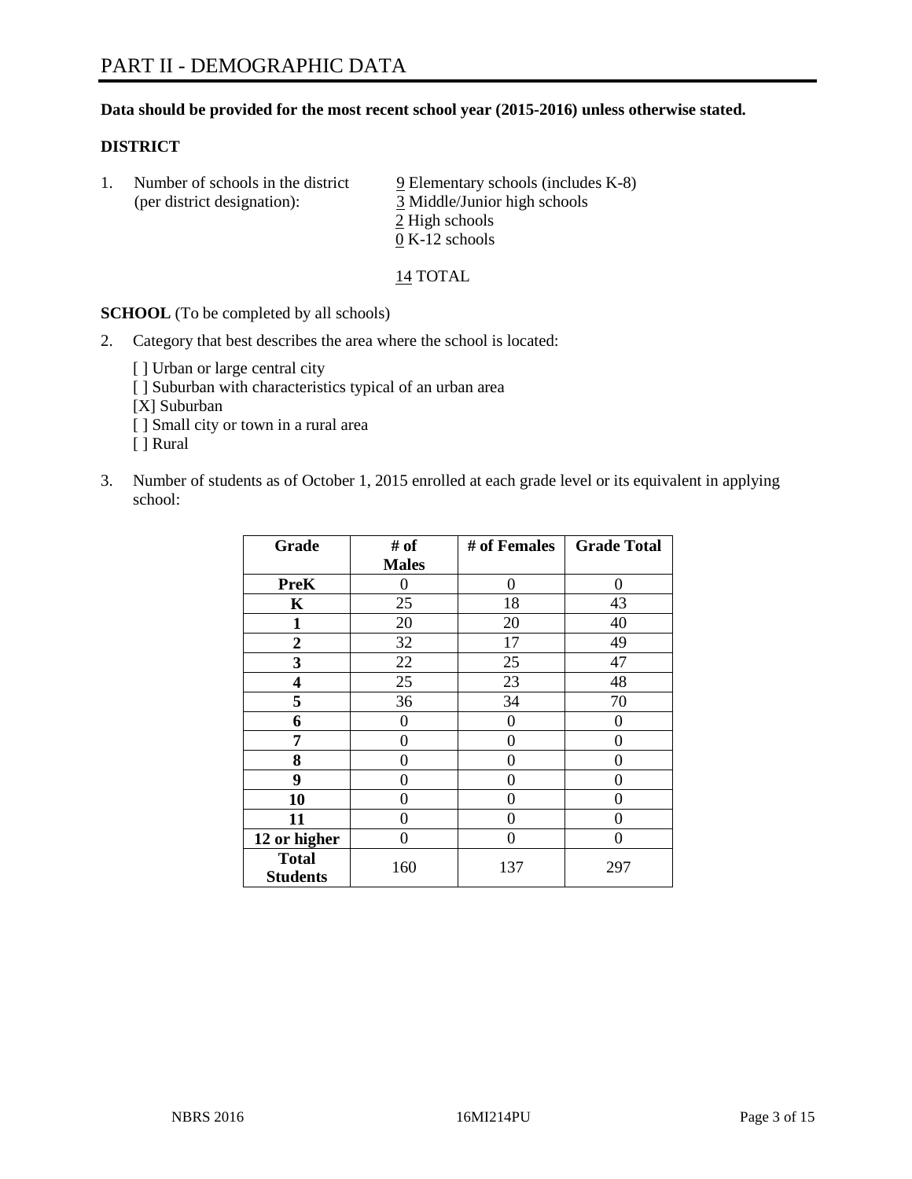# PART II - DEMOGRAPHIC DATA

**Data should be provided for the most recent school year (2015-2016) unless otherwise stated.**

**DISTRICT**

1. Number of schools in the district (per district designation):
   9 Elementary schools (includes K-8)
   3 Middle/Junior high schools
   2 High schools
   0 K-12 schools

   14 TOTAL

**SCHOOL** (To be completed by all schools)

2. Category that best describes the area where the school is located:

   [ ] Urban or large central city
   [ ] Suburban with characteristics typical of an urban area
   [X] Suburban
   [ ] Small city or town in a rural area
   [ ] Rural

3. Number of students as of October 1, 2015 enrolled at each grade level or its equivalent in applying school:

| Grade | # of Males | # of Females | Grade Total |
|---|---|---|---|
| **PreK** | 0 | 0 | 0 |
| **K** | 25 | 18 | 43 |
| **1** | 20 | 20 | 40 |
| **2** | 32 | 17 | 49 |
| **3** | 22 | 25 | 47 |
| **4** | 25 | 23 | 48 |
| **5** | 36 | 34 | 70 |
| **6** | 0 | 0 | 0 |
| **7** | 0 | 0 | 0 |
| **8** | 0 | 0 | 0 |
| **9** | 0 | 0 | 0 |
| **10** | 0 | 0 | 0 |
| **11** | 0 | 0 | 0 |
| **12 or higher** | 0 | 0 | 0 |
| **Total Students** | 160 | 137 | 297 |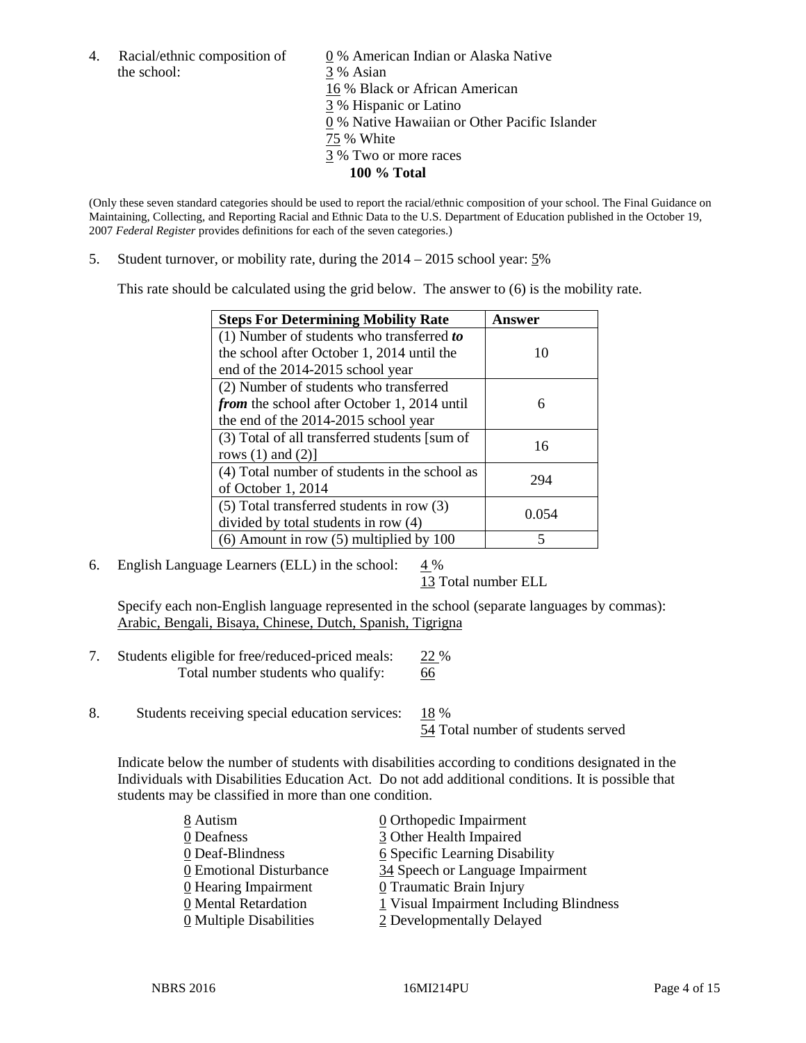4. Racial/ethnic composition of the school:

0 % American Indian or Alaska Native
3 % Asian
16 % Black or African American
3 % Hispanic or Latino
0 % Native Hawaiian or Other Pacific Islander
75 % White
3 % Two or more races
**100 % Total**

(Only these seven standard categories should be used to report the racial/ethnic composition of your school. The Final Guidance on Maintaining, Collecting, and Reporting Racial and Ethnic Data to the U.S. Department of Education published in the October 19, 2007 *Federal Register* provides definitions for each of the seven categories.)

5. Student turnover, or mobility rate, during the 2014 – 2015 school year: 5%

This rate should be calculated using the grid below. The answer to (6) is the mobility rate.

| **Steps For Determining Mobility Rate** | **Answer** |
|---|---|
| (1) Number of students who transferred ***to*** the school after October 1, 2014 until the end of the 2014-2015 school year | 10 |
| (2) Number of students who transferred ***from*** the school after October 1, 2014 until the end of the 2014-2015 school year | 6 |
| (3) Total of all transferred students [sum of rows (1) and (2)] | 16 |
| (4) Total number of students in the school as of October 1, 2014 | 294 |
| (5) Total transferred students in row (3) divided by total students in row (4) | 0.054 |
| (6) Amount in row (5) multiplied by 100 | 5 |

6. English Language Learners (ELL) in the school: 4 %
13 Total number ELL

Specify each non-English language represented in the school (separate languages by commas):
Arabic, Bengali, Bisaya, Chinese, Dutch, Spanish, Tigrigna

7. Students eligible for free/reduced-priced meals: 22 %
Total number students who qualify: 66

8. Students receiving special education services: 18 %
54 Total number of students served

Indicate below the number of students with disabilities according to conditions designated in the Individuals with Disabilities Education Act. Do not add additional conditions. It is possible that students may be classified in more than one condition.

8 Autism
0 Deafness
0 Deaf-Blindness
0 Emotional Disturbance
0 Hearing Impairment
0 Mental Retardation
0 Multiple Disabilities
0 Orthopedic Impairment
3 Other Health Impaired
6 Specific Learning Disability
34 Speech or Language Impairment
0 Traumatic Brain Injury
1 Visual Impairment Including Blindness
2 Developmentally Delayed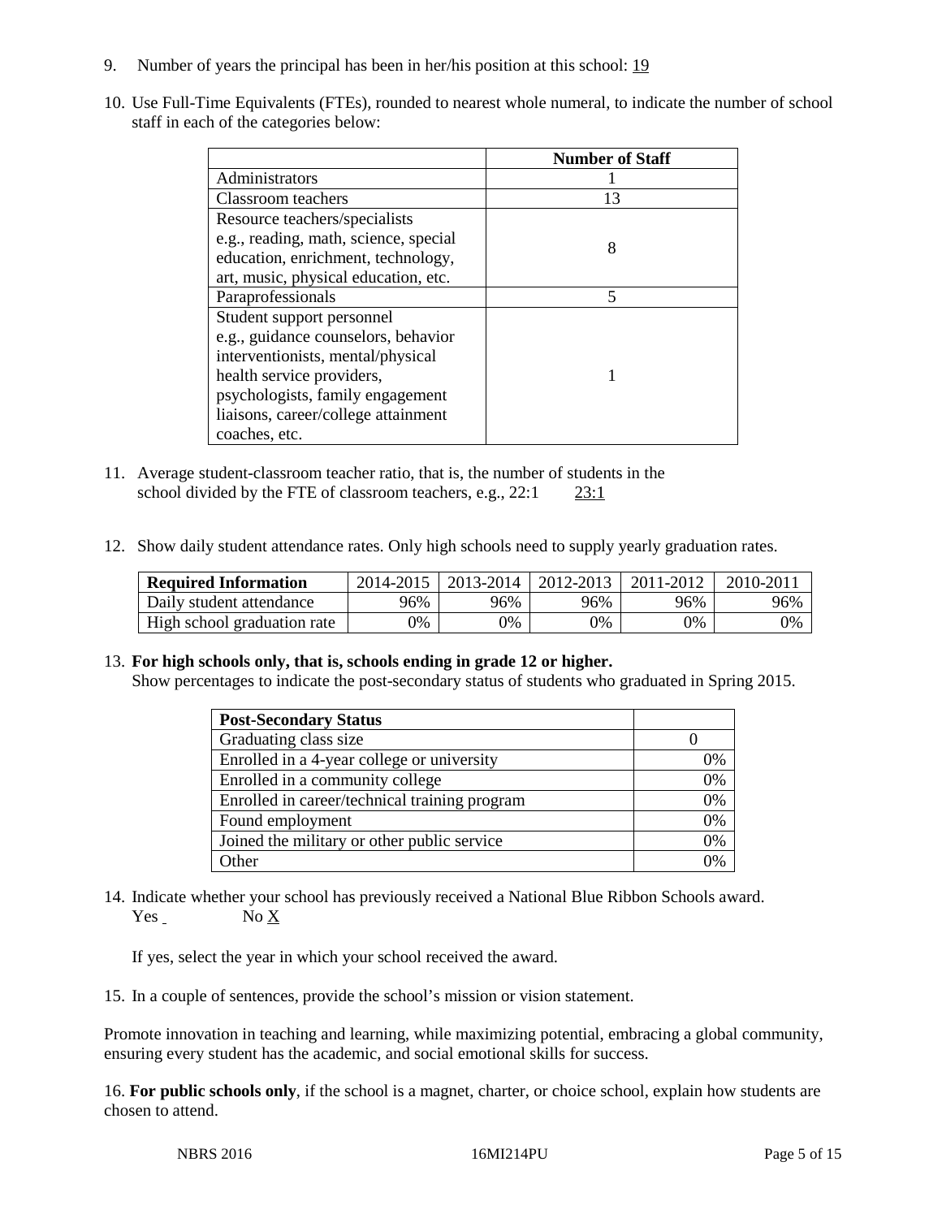9. Number of years the principal has been in her/his position at this school: 19

10. Use Full-Time Equivalents (FTEs), rounded to nearest whole numeral, to indicate the number of school staff in each of the categories below:

| | Number of Staff |
|---|---|
| Administrators | 1 |
| Classroom teachers | 13 |
| Resource teachers/specialists e.g., reading, math, science, special education, enrichment, technology, art, music, physical education, etc. | 8 |
| Paraprofessionals | 5 |
| Student support personnel e.g., guidance counselors, behavior interventionists, mental/physical health service providers, psychologists, family engagement liaisons, career/college attainment coaches, etc. | 1 |

11. Average student-classroom teacher ratio, that is, the number of students in the school divided by the FTE of classroom teachers, e.g., 22:1 23:1

12. Show daily student attendance rates. Only high schools need to supply yearly graduation rates.

| Required Information | 2014-2015 | 2013-2014 | 2012-2013 | 2011-2012 | 2010-2011 |
|---|---|---|---|---|---|
| Daily student attendance | 96% | 96% | 96% | 96% | 96% |
| High school graduation rate | 0% | 0% | 0% | 0% | 0% |

13. **For high schools only, that is, schools ending in grade 12 or higher.**
Show percentages to indicate the post-secondary status of students who graduated in Spring 2015.

| Post-Secondary Status | |
|---|---|
| Graduating class size | 0 |
| Enrolled in a 4-year college or university | 0% |
| Enrolled in a community college | 0% |
| Enrolled in career/technical training program | 0% |
| Found employment | 0% |
| Joined the military or other public service | 0% |
| Other | 0% |

14. Indicate whether your school has previously received a National Blue Ribbon Schools award.
Yes No X

If yes, select the year in which your school received the award.

15. In a couple of sentences, provide the school's mission or vision statement.

Promote innovation in teaching and learning, while maximizing potential, embracing a global community, ensuring every student has the academic, and social emotional skills for success.

16. **For public schools only**, if the school is a magnet, charter, or choice school, explain how students are chosen to attend.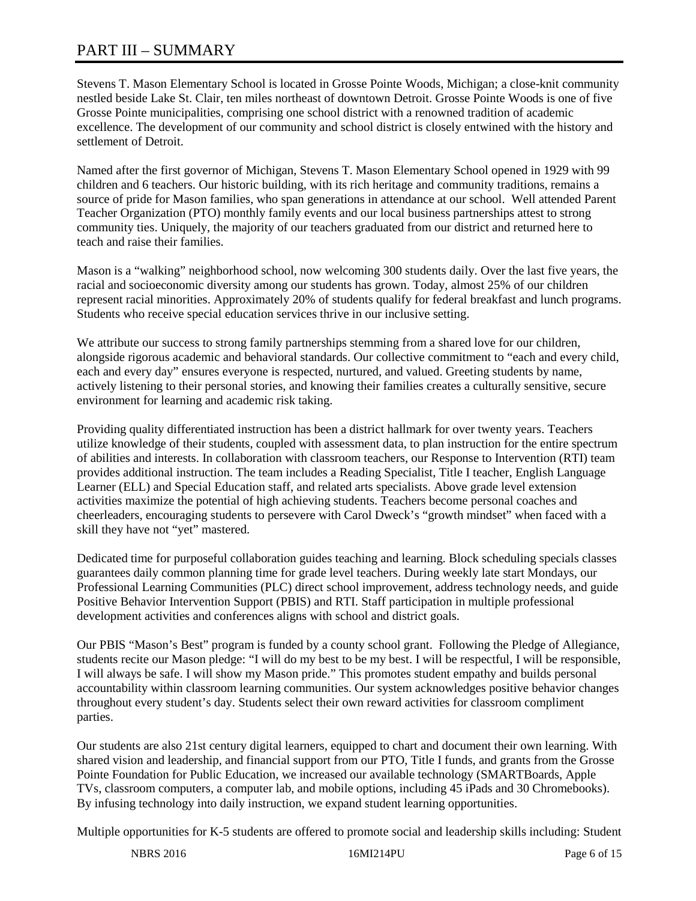# PART III – SUMMARY

Stevens T. Mason Elementary School is located in Grosse Pointe Woods, Michigan; a close-knit community nestled beside Lake St. Clair, ten miles northeast of downtown Detroit. Grosse Pointe Woods is one of five Grosse Pointe municipalities, comprising one school district with a renowned tradition of academic excellence. The development of our community and school district is closely entwined with the history and settlement of Detroit.

Named after the first governor of Michigan, Stevens T. Mason Elementary School opened in 1929 with 99 children and 6 teachers. Our historic building, with its rich heritage and community traditions, remains a source of pride for Mason families, who span generations in attendance at our school. Well attended Parent Teacher Organization (PTO) monthly family events and our local business partnerships attest to strong community ties. Uniquely, the majority of our teachers graduated from our district and returned here to teach and raise their families.

Mason is a "walking" neighborhood school, now welcoming 300 students daily. Over the last five years, the racial and socioeconomic diversity among our students has grown. Today, almost 25% of our children represent racial minorities. Approximately 20% of students qualify for federal breakfast and lunch programs. Students who receive special education services thrive in our inclusive setting.

We attribute our success to strong family partnerships stemming from a shared love for our children, alongside rigorous academic and behavioral standards. Our collective commitment to "each and every child, each and every day" ensures everyone is respected, nurtured, and valued. Greeting students by name, actively listening to their personal stories, and knowing their families creates a culturally sensitive, secure environment for learning and academic risk taking.

Providing quality differentiated instruction has been a district hallmark for over twenty years. Teachers utilize knowledge of their students, coupled with assessment data, to plan instruction for the entire spectrum of abilities and interests. In collaboration with classroom teachers, our Response to Intervention (RTI) team provides additional instruction. The team includes a Reading Specialist, Title I teacher, English Language Learner (ELL) and Special Education staff, and related arts specialists. Above grade level extension activities maximize the potential of high achieving students. Teachers become personal coaches and cheerleaders, encouraging students to persevere with Carol Dweck's "growth mindset" when faced with a skill they have not "yet" mastered.

Dedicated time for purposeful collaboration guides teaching and learning. Block scheduling specials classes guarantees daily common planning time for grade level teachers. During weekly late start Mondays, our Professional Learning Communities (PLC) direct school improvement, address technology needs, and guide Positive Behavior Intervention Support (PBIS) and RTI. Staff participation in multiple professional development activities and conferences aligns with school and district goals.

Our PBIS "Mason's Best" program is funded by a county school grant. Following the Pledge of Allegiance, students recite our Mason pledge: "I will do my best to be my best. I will be respectful, I will be responsible, I will always be safe. I will show my Mason pride." This promotes student empathy and builds personal accountability within classroom learning communities. Our system acknowledges positive behavior changes throughout every student's day. Students select their own reward activities for classroom compliment parties.

Our students are also 21st century digital learners, equipped to chart and document their own learning. With shared vision and leadership, and financial support from our PTO, Title I funds, and grants from the Grosse Pointe Foundation for Public Education, we increased our available technology (SMARTBoards, Apple TVs, classroom computers, a computer lab, and mobile options, including 45 iPads and 30 Chromebooks). By infusing technology into daily instruction, we expand student learning opportunities.

Multiple opportunities for K-5 students are offered to promote social and leadership skills including: Student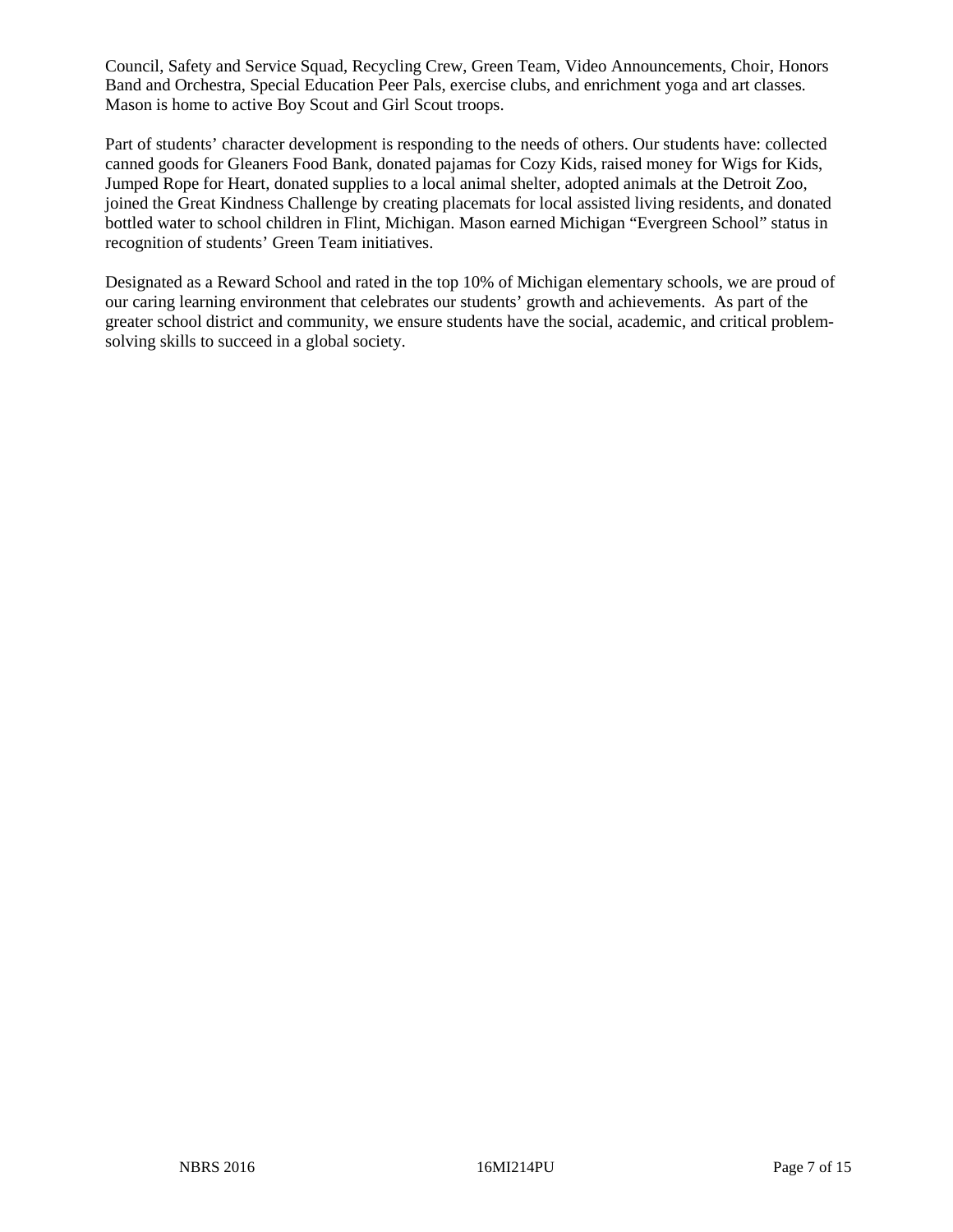Council, Safety and Service Squad, Recycling Crew, Green Team, Video Announcements, Choir, Honors Band and Orchestra, Special Education Peer Pals, exercise clubs, and enrichment yoga and art classes. Mason is home to active Boy Scout and Girl Scout troops.

Part of students' character development is responding to the needs of others. Our students have: collected canned goods for Gleaners Food Bank, donated pajamas for Cozy Kids, raised money for Wigs for Kids, Jumped Rope for Heart, donated supplies to a local animal shelter, adopted animals at the Detroit Zoo, joined the Great Kindness Challenge by creating placemats for local assisted living residents, and donated bottled water to school children in Flint, Michigan. Mason earned Michigan "Evergreen School" status in recognition of students' Green Team initiatives.

Designated as a Reward School and rated in the top 10% of Michigan elementary schools, we are proud of our caring learning environment that celebrates our students' growth and achievements. As part of the greater school district and community, we ensure students have the social, academic, and critical problem-solving skills to succeed in a global society.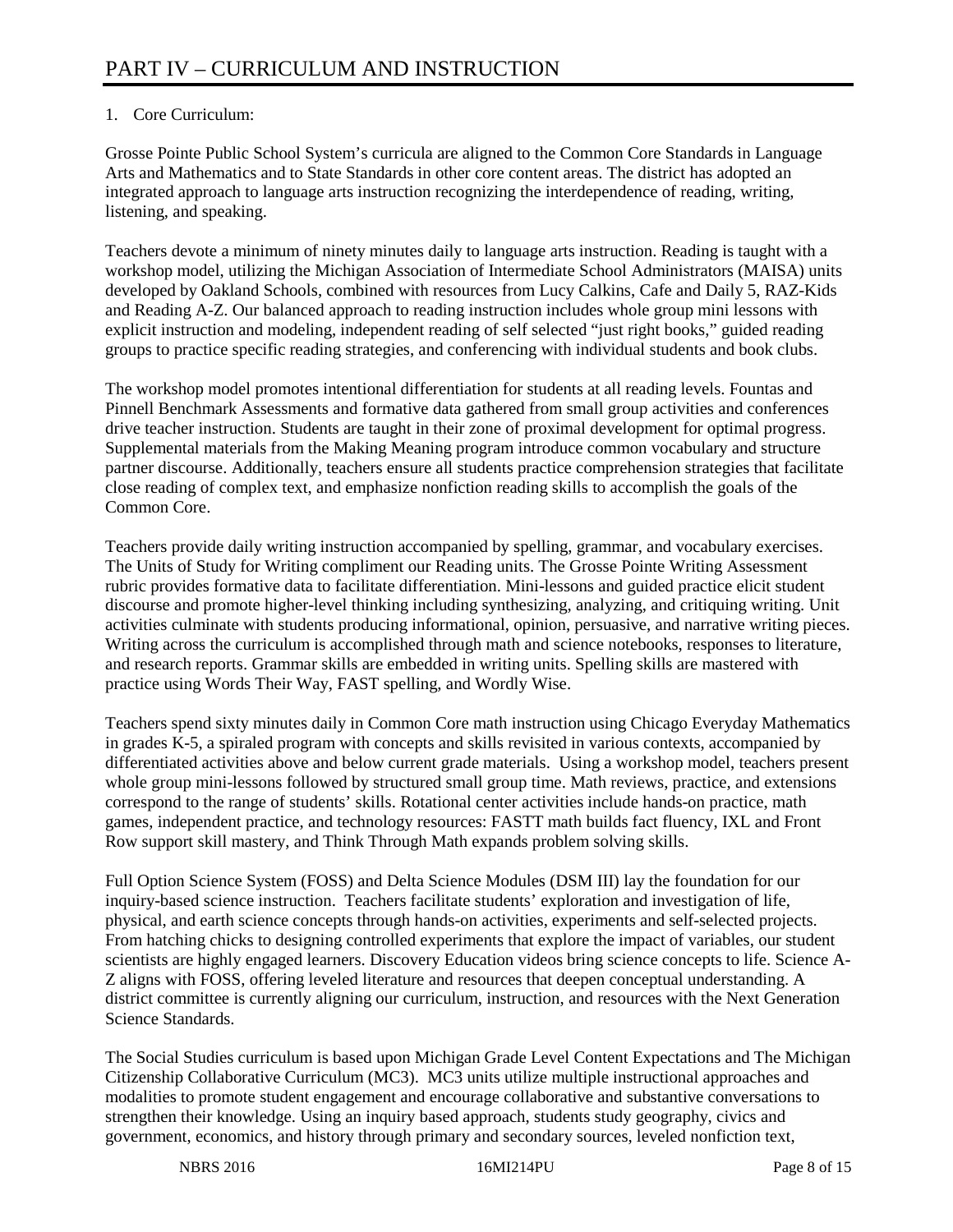# PART IV – CURRICULUM AND INSTRUCTION

1. Core Curriculum:

Grosse Pointe Public School System's curricula are aligned to the Common Core Standards in Language Arts and Mathematics and to State Standards in other core content areas. The district has adopted an integrated approach to language arts instruction recognizing the interdependence of reading, writing, listening, and speaking.

Teachers devote a minimum of ninety minutes daily to language arts instruction. Reading is taught with a workshop model, utilizing the Michigan Association of Intermediate School Administrators (MAISA) units developed by Oakland Schools, combined with resources from Lucy Calkins, Cafe and Daily 5, RAZ-Kids and Reading A-Z. Our balanced approach to reading instruction includes whole group mini lessons with explicit instruction and modeling, independent reading of self selected "just right books," guided reading groups to practice specific reading strategies, and conferencing with individual students and book clubs.

The workshop model promotes intentional differentiation for students at all reading levels. Fountas and Pinnell Benchmark Assessments and formative data gathered from small group activities and conferences drive teacher instruction. Students are taught in their zone of proximal development for optimal progress. Supplemental materials from the Making Meaning program introduce common vocabulary and structure partner discourse. Additionally, teachers ensure all students practice comprehension strategies that facilitate close reading of complex text, and emphasize nonfiction reading skills to accomplish the goals of the Common Core.

Teachers provide daily writing instruction accompanied by spelling, grammar, and vocabulary exercises. The Units of Study for Writing compliment our Reading units. The Grosse Pointe Writing Assessment rubric provides formative data to facilitate differentiation. Mini-lessons and guided practice elicit student discourse and promote higher-level thinking including synthesizing, analyzing, and critiquing writing. Unit activities culminate with students producing informational, opinion, persuasive, and narrative writing pieces. Writing across the curriculum is accomplished through math and science notebooks, responses to literature, and research reports. Grammar skills are embedded in writing units. Spelling skills are mastered with practice using Words Their Way, FAST spelling, and Wordly Wise.

Teachers spend sixty minutes daily in Common Core math instruction using Chicago Everyday Mathematics in grades K-5, a spiraled program with concepts and skills revisited in various contexts, accompanied by differentiated activities above and below current grade materials. Using a workshop model, teachers present whole group mini-lessons followed by structured small group time. Math reviews, practice, and extensions correspond to the range of students' skills. Rotational center activities include hands-on practice, math games, independent practice, and technology resources: FASTT math builds fact fluency, IXL and Front Row support skill mastery, and Think Through Math expands problem solving skills.

Full Option Science System (FOSS) and Delta Science Modules (DSM III) lay the foundation for our inquiry-based science instruction. Teachers facilitate students' exploration and investigation of life, physical, and earth science concepts through hands-on activities, experiments and self-selected projects. From hatching chicks to designing controlled experiments that explore the impact of variables, our student scientists are highly engaged learners. Discovery Education videos bring science concepts to life. Science A-Z aligns with FOSS, offering leveled literature and resources that deepen conceptual understanding. A district committee is currently aligning our curriculum, instruction, and resources with the Next Generation Science Standards.

The Social Studies curriculum is based upon Michigan Grade Level Content Expectations and The Michigan Citizenship Collaborative Curriculum (MC3). MC3 units utilize multiple instructional approaches and modalities to promote student engagement and encourage collaborative and substantive conversations to strengthen their knowledge. Using an inquiry based approach, students study geography, civics and government, economics, and history through primary and secondary sources, leveled nonfiction text,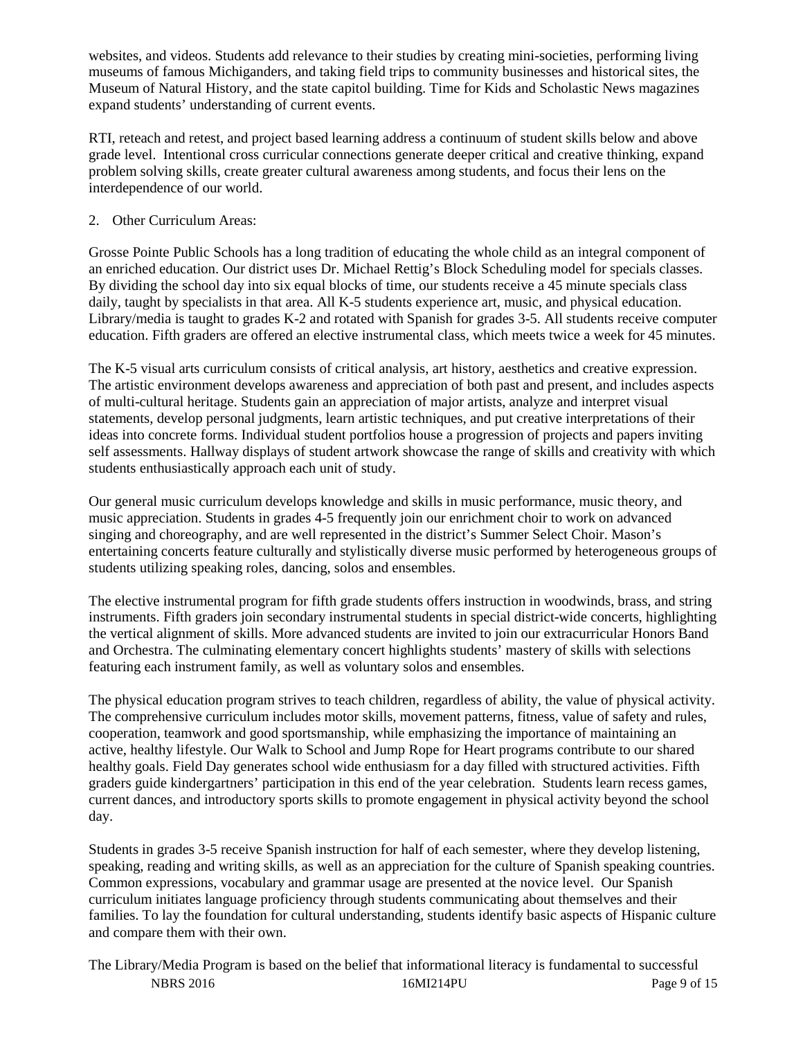websites, and videos. Students add relevance to their studies by creating mini-societies, performing living museums of famous Michiganders, and taking field trips to community businesses and historical sites, the Museum of Natural History, and the state capitol building. Time for Kids and Scholastic News magazines expand students' understanding of current events.

RTI, reteach and retest, and project based learning address a continuum of student skills below and above grade level. Intentional cross curricular connections generate deeper critical and creative thinking, expand problem solving skills, create greater cultural awareness among students, and focus their lens on the interdependence of our world.

2. Other Curriculum Areas:

Grosse Pointe Public Schools has a long tradition of educating the whole child as an integral component of an enriched education. Our district uses Dr. Michael Rettig's Block Scheduling model for specials classes. By dividing the school day into six equal blocks of time, our students receive a 45 minute specials class daily, taught by specialists in that area. All K-5 students experience art, music, and physical education. Library/media is taught to grades K-2 and rotated with Spanish for grades 3-5. All students receive computer education. Fifth graders are offered an elective instrumental class, which meets twice a week for 45 minutes.

The K-5 visual arts curriculum consists of critical analysis, art history, aesthetics and creative expression. The artistic environment develops awareness and appreciation of both past and present, and includes aspects of multi-cultural heritage. Students gain an appreciation of major artists, analyze and interpret visual statements, develop personal judgments, learn artistic techniques, and put creative interpretations of their ideas into concrete forms. Individual student portfolios house a progression of projects and papers inviting self assessments. Hallway displays of student artwork showcase the range of skills and creativity with which students enthusiastically approach each unit of study.

Our general music curriculum develops knowledge and skills in music performance, music theory, and music appreciation. Students in grades 4-5 frequently join our enrichment choir to work on advanced singing and choreography, and are well represented in the district's Summer Select Choir. Mason's entertaining concerts feature culturally and stylistically diverse music performed by heterogeneous groups of students utilizing speaking roles, dancing, solos and ensembles.

The elective instrumental program for fifth grade students offers instruction in woodwinds, brass, and string instruments. Fifth graders join secondary instrumental students in special district-wide concerts, highlighting the vertical alignment of skills. More advanced students are invited to join our extracurricular Honors Band and Orchestra. The culminating elementary concert highlights students' mastery of skills with selections featuring each instrument family, as well as voluntary solos and ensembles.

The physical education program strives to teach children, regardless of ability, the value of physical activity. The comprehensive curriculum includes motor skills, movement patterns, fitness, value of safety and rules, cooperation, teamwork and good sportsmanship, while emphasizing the importance of maintaining an active, healthy lifestyle. Our Walk to School and Jump Rope for Heart programs contribute to our shared healthy goals. Field Day generates school wide enthusiasm for a day filled with structured activities. Fifth graders guide kindergartners' participation in this end of the year celebration. Students learn recess games, current dances, and introductory sports skills to promote engagement in physical activity beyond the school day.

Students in grades 3-5 receive Spanish instruction for half of each semester, where they develop listening, speaking, reading and writing skills, as well as an appreciation for the culture of Spanish speaking countries. Common expressions, vocabulary and grammar usage are presented at the novice level. Our Spanish curriculum initiates language proficiency through students communicating about themselves and their families. To lay the foundation for cultural understanding, students identify basic aspects of Hispanic culture and compare them with their own.

The Library/Media Program is based on the belief that informational literacy is fundamental to successful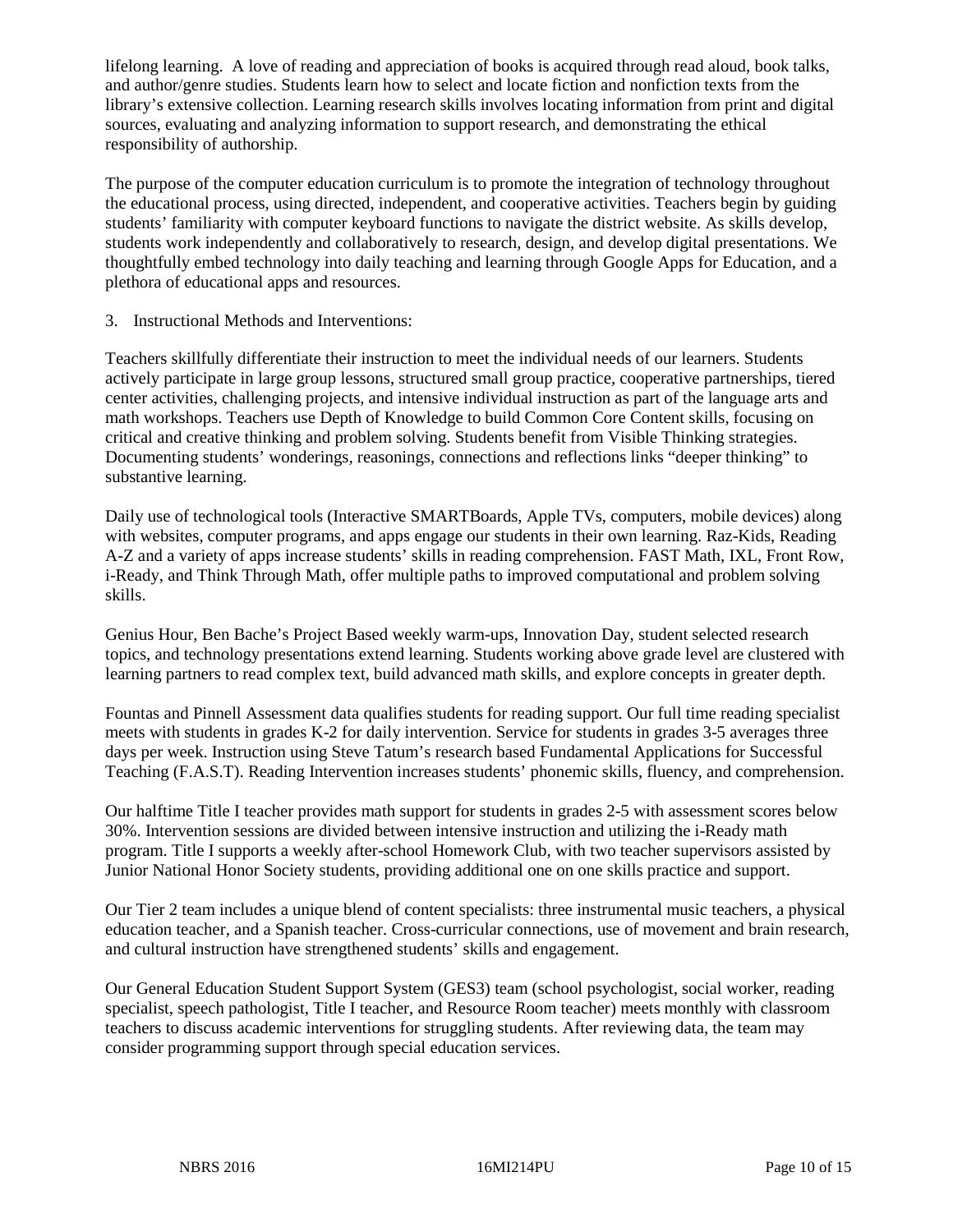lifelong learning. A love of reading and appreciation of books is acquired through read aloud, book talks, and author/genre studies. Students learn how to select and locate fiction and nonfiction texts from the library's extensive collection. Learning research skills involves locating information from print and digital sources, evaluating and analyzing information to support research, and demonstrating the ethical responsibility of authorship.

The purpose of the computer education curriculum is to promote the integration of technology throughout the educational process, using directed, independent, and cooperative activities. Teachers begin by guiding students' familiarity with computer keyboard functions to navigate the district website. As skills develop, students work independently and collaboratively to research, design, and develop digital presentations. We thoughtfully embed technology into daily teaching and learning through Google Apps for Education, and a plethora of educational apps and resources.

3. Instructional Methods and Interventions:

Teachers skillfully differentiate their instruction to meet the individual needs of our learners. Students actively participate in large group lessons, structured small group practice, cooperative partnerships, tiered center activities, challenging projects, and intensive individual instruction as part of the language arts and math workshops. Teachers use Depth of Knowledge to build Common Core Content skills, focusing on critical and creative thinking and problem solving. Students benefit from Visible Thinking strategies. Documenting students' wonderings, reasonings, connections and reflections links "deeper thinking" to substantive learning.

Daily use of technological tools (Interactive SMARTBoards, Apple TVs, computers, mobile devices) along with websites, computer programs, and apps engage our students in their own learning. Raz-Kids, Reading A-Z and a variety of apps increase students' skills in reading comprehension. FAST Math, IXL, Front Row, i-Ready, and Think Through Math, offer multiple paths to improved computational and problem solving skills.

Genius Hour, Ben Bache's Project Based weekly warm-ups, Innovation Day, student selected research topics, and technology presentations extend learning. Students working above grade level are clustered with learning partners to read complex text, build advanced math skills, and explore concepts in greater depth.

Fountas and Pinnell Assessment data qualifies students for reading support. Our full time reading specialist meets with students in grades K-2 for daily intervention. Service for students in grades 3-5 averages three days per week. Instruction using Steve Tatum's research based Fundamental Applications for Successful Teaching (F.A.S.T). Reading Intervention increases students' phonemic skills, fluency, and comprehension.

Our halftime Title I teacher provides math support for students in grades 2-5 with assessment scores below 30%. Intervention sessions are divided between intensive instruction and utilizing the i-Ready math program. Title I supports a weekly after-school Homework Club, with two teacher supervisors assisted by Junior National Honor Society students, providing additional one on one skills practice and support.

Our Tier 2 team includes a unique blend of content specialists: three instrumental music teachers, a physical education teacher, and a Spanish teacher. Cross-curricular connections, use of movement and brain research, and cultural instruction have strengthened students' skills and engagement.

Our General Education Student Support System (GES3) team (school psychologist, social worker, reading specialist, speech pathologist, Title I teacher, and Resource Room teacher) meets monthly with classroom teachers to discuss academic interventions for struggling students. After reviewing data, the team may consider programming support through special education services.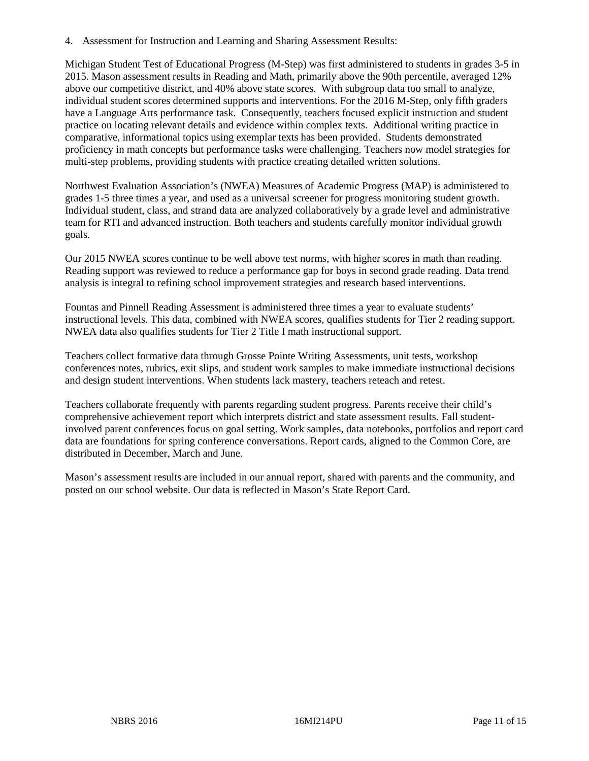4. Assessment for Instruction and Learning and Sharing Assessment Results:

Michigan Student Test of Educational Progress (M-Step) was first administered to students in grades 3-5 in 2015. Mason assessment results in Reading and Math, primarily above the 90th percentile, averaged 12% above our competitive district, and 40% above state scores. With subgroup data too small to analyze, individual student scores determined supports and interventions. For the 2016 M-Step, only fifth graders have a Language Arts performance task. Consequently, teachers focused explicit instruction and student practice on locating relevant details and evidence within complex texts. Additional writing practice in comparative, informational topics using exemplar texts has been provided. Students demonstrated proficiency in math concepts but performance tasks were challenging. Teachers now model strategies for multi-step problems, providing students with practice creating detailed written solutions.

Northwest Evaluation Association's (NWEA) Measures of Academic Progress (MAP) is administered to grades 1-5 three times a year, and used as a universal screener for progress monitoring student growth. Individual student, class, and strand data are analyzed collaboratively by a grade level and administrative team for RTI and advanced instruction. Both teachers and students carefully monitor individual growth goals.

Our 2015 NWEA scores continue to be well above test norms, with higher scores in math than reading. Reading support was reviewed to reduce a performance gap for boys in second grade reading. Data trend analysis is integral to refining school improvement strategies and research based interventions.

Fountas and Pinnell Reading Assessment is administered three times a year to evaluate students' instructional levels. This data, combined with NWEA scores, qualifies students for Tier 2 reading support. NWEA data also qualifies students for Tier 2 Title I math instructional support.

Teachers collect formative data through Grosse Pointe Writing Assessments, unit tests, workshop conferences notes, rubrics, exit slips, and student work samples to make immediate instructional decisions and design student interventions. When students lack mastery, teachers reteach and retest.

Teachers collaborate frequently with parents regarding student progress. Parents receive their child's comprehensive achievement report which interprets district and state assessment results. Fall student-involved parent conferences focus on goal setting. Work samples, data notebooks, portfolios and report card data are foundations for spring conference conversations. Report cards, aligned to the Common Core, are distributed in December, March and June.

Mason's assessment results are included in our annual report, shared with parents and the community, and posted on our school website. Our data is reflected in Mason's State Report Card.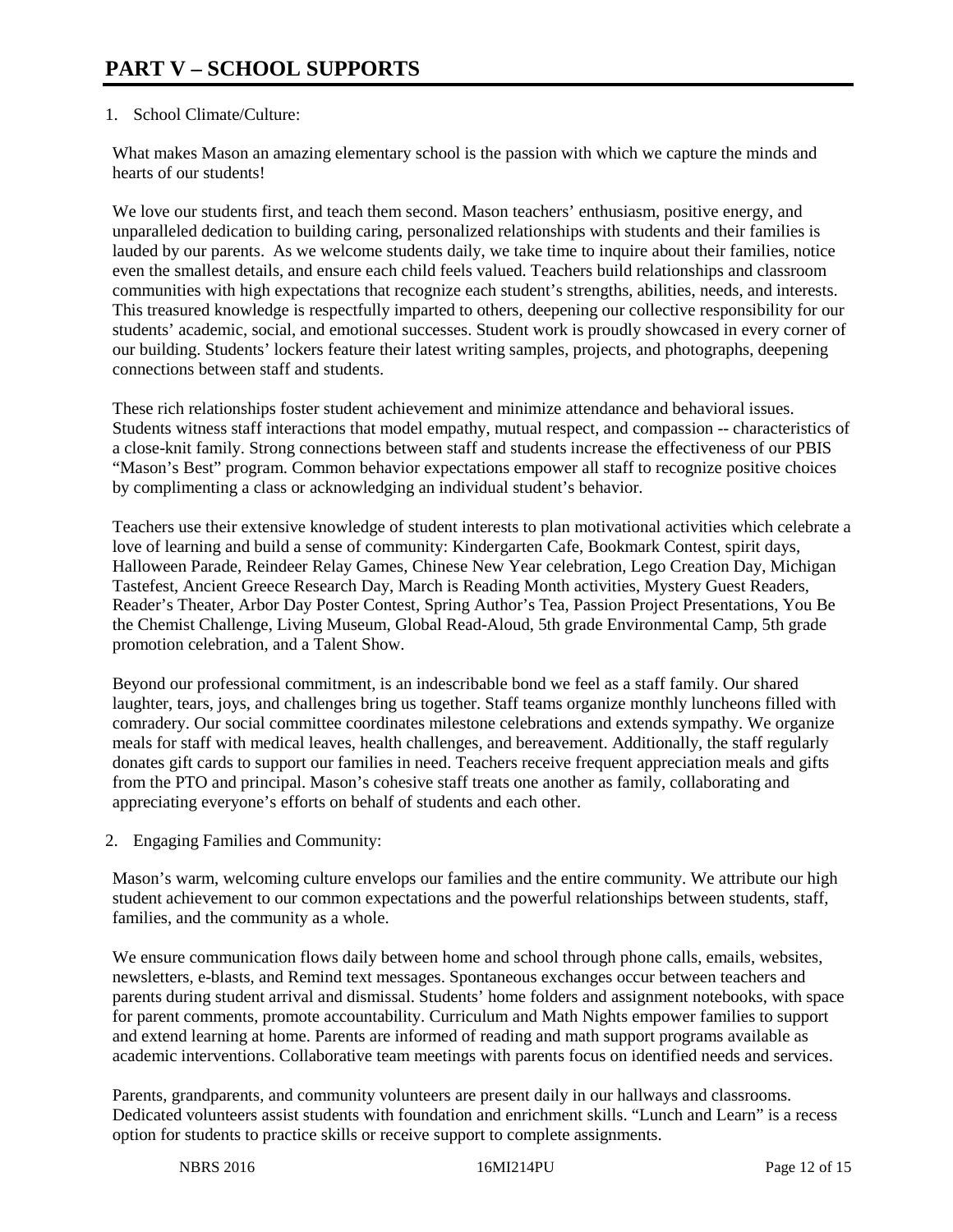# PART V – SCHOOL SUPPORTS

1. School Climate/Culture:

What makes Mason an amazing elementary school is the passion with which we capture the minds and hearts of our students!

We love our students first, and teach them second. Mason teachers' enthusiasm, positive energy, and unparalleled dedication to building caring, personalized relationships with students and their families is lauded by our parents. As we welcome students daily, we take time to inquire about their families, notice even the smallest details, and ensure each child feels valued. Teachers build relationships and classroom communities with high expectations that recognize each student's strengths, abilities, needs, and interests. This treasured knowledge is respectfully imparted to others, deepening our collective responsibility for our students' academic, social, and emotional successes. Student work is proudly showcased in every corner of our building. Students' lockers feature their latest writing samples, projects, and photographs, deepening connections between staff and students.

These rich relationships foster student achievement and minimize attendance and behavioral issues. Students witness staff interactions that model empathy, mutual respect, and compassion -- characteristics of a close-knit family. Strong connections between staff and students increase the effectiveness of our PBIS "Mason's Best" program. Common behavior expectations empower all staff to recognize positive choices by complimenting a class or acknowledging an individual student's behavior.

Teachers use their extensive knowledge of student interests to plan motivational activities which celebrate a love of learning and build a sense of community: Kindergarten Cafe, Bookmark Contest, spirit days, Halloween Parade, Reindeer Relay Games, Chinese New Year celebration, Lego Creation Day, Michigan Tastefest, Ancient Greece Research Day, March is Reading Month activities, Mystery Guest Readers, Reader's Theater, Arbor Day Poster Contest, Spring Author's Tea, Passion Project Presentations, You Be the Chemist Challenge, Living Museum, Global Read-Aloud, 5th grade Environmental Camp, 5th grade promotion celebration, and a Talent Show.

Beyond our professional commitment, is an indescribable bond we feel as a staff family. Our shared laughter, tears, joys, and challenges bring us together. Staff teams organize monthly luncheons filled with comradery. Our social committee coordinates milestone celebrations and extends sympathy. We organize meals for staff with medical leaves, health challenges, and bereavement. Additionally, the staff regularly donates gift cards to support our families in need. Teachers receive frequent appreciation meals and gifts from the PTO and principal. Mason's cohesive staff treats one another as family, collaborating and appreciating everyone's efforts on behalf of students and each other.

2. Engaging Families and Community:

Mason's warm, welcoming culture envelops our families and the entire community. We attribute our high student achievement to our common expectations and the powerful relationships between students, staff, families, and the community as a whole.

We ensure communication flows daily between home and school through phone calls, emails, websites, newsletters, e-blasts, and Remind text messages. Spontaneous exchanges occur between teachers and parents during student arrival and dismissal. Students' home folders and assignment notebooks, with space for parent comments, promote accountability. Curriculum and Math Nights empower families to support and extend learning at home. Parents are informed of reading and math support programs available as academic interventions. Collaborative team meetings with parents focus on identified needs and services.

Parents, grandparents, and community volunteers are present daily in our hallways and classrooms. Dedicated volunteers assist students with foundation and enrichment skills. "Lunch and Learn" is a recess option for students to practice skills or receive support to complete assignments.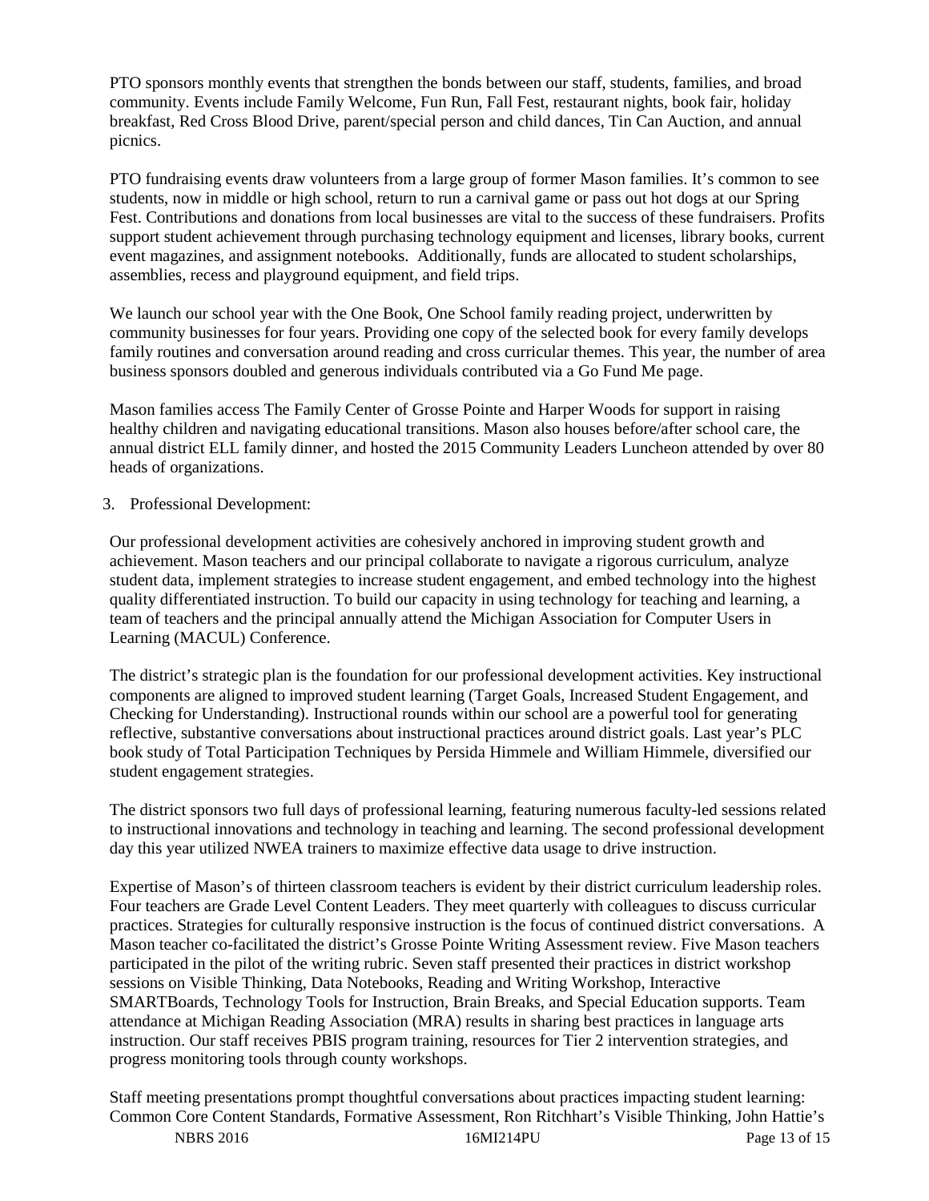PTO sponsors monthly events that strengthen the bonds between our staff, students, families, and broad community. Events include Family Welcome, Fun Run, Fall Fest, restaurant nights, book fair, holiday breakfast, Red Cross Blood Drive, parent/special person and child dances, Tin Can Auction, and annual picnics.

PTO fundraising events draw volunteers from a large group of former Mason families. It's common to see students, now in middle or high school, return to run a carnival game or pass out hot dogs at our Spring Fest. Contributions and donations from local businesses are vital to the success of these fundraisers. Profits support student achievement through purchasing technology equipment and licenses, library books, current event magazines, and assignment notebooks. Additionally, funds are allocated to student scholarships, assemblies, recess and playground equipment, and field trips.

We launch our school year with the One Book, One School family reading project, underwritten by community businesses for four years. Providing one copy of the selected book for every family develops family routines and conversation around reading and cross curricular themes. This year, the number of area business sponsors doubled and generous individuals contributed via a Go Fund Me page.

Mason families access The Family Center of Grosse Pointe and Harper Woods for support in raising healthy children and navigating educational transitions. Mason also houses before/after school care, the annual district ELL family dinner, and hosted the 2015 Community Leaders Luncheon attended by over 80 heads of organizations.

3. Professional Development:

Our professional development activities are cohesively anchored in improving student growth and achievement. Mason teachers and our principal collaborate to navigate a rigorous curriculum, analyze student data, implement strategies to increase student engagement, and embed technology into the highest quality differentiated instruction. To build our capacity in using technology for teaching and learning, a team of teachers and the principal annually attend the Michigan Association for Computer Users in Learning (MACUL) Conference.

The district's strategic plan is the foundation for our professional development activities. Key instructional components are aligned to improved student learning (Target Goals, Increased Student Engagement, and Checking for Understanding). Instructional rounds within our school are a powerful tool for generating reflective, substantive conversations about instructional practices around district goals. Last year's PLC book study of Total Participation Techniques by Persida Himmele and William Himmele, diversified our student engagement strategies.

The district sponsors two full days of professional learning, featuring numerous faculty-led sessions related to instructional innovations and technology in teaching and learning. The second professional development day this year utilized NWEA trainers to maximize effective data usage to drive instruction.

Expertise of Mason's of thirteen classroom teachers is evident by their district curriculum leadership roles. Four teachers are Grade Level Content Leaders. They meet quarterly with colleagues to discuss curricular practices. Strategies for culturally responsive instruction is the focus of continued district conversations. A Mason teacher co-facilitated the district's Grosse Pointe Writing Assessment review. Five Mason teachers participated in the pilot of the writing rubric. Seven staff presented their practices in district workshop sessions on Visible Thinking, Data Notebooks, Reading and Writing Workshop, Interactive SMARTBoards, Technology Tools for Instruction, Brain Breaks, and Special Education supports. Team attendance at Michigan Reading Association (MRA) results in sharing best practices in language arts instruction. Our staff receives PBIS program training, resources for Tier 2 intervention strategies, and progress monitoring tools through county workshops.

Staff meeting presentations prompt thoughtful conversations about practices impacting student learning: Common Core Content Standards, Formative Assessment, Ron Ritchhart's Visible Thinking, John Hattie's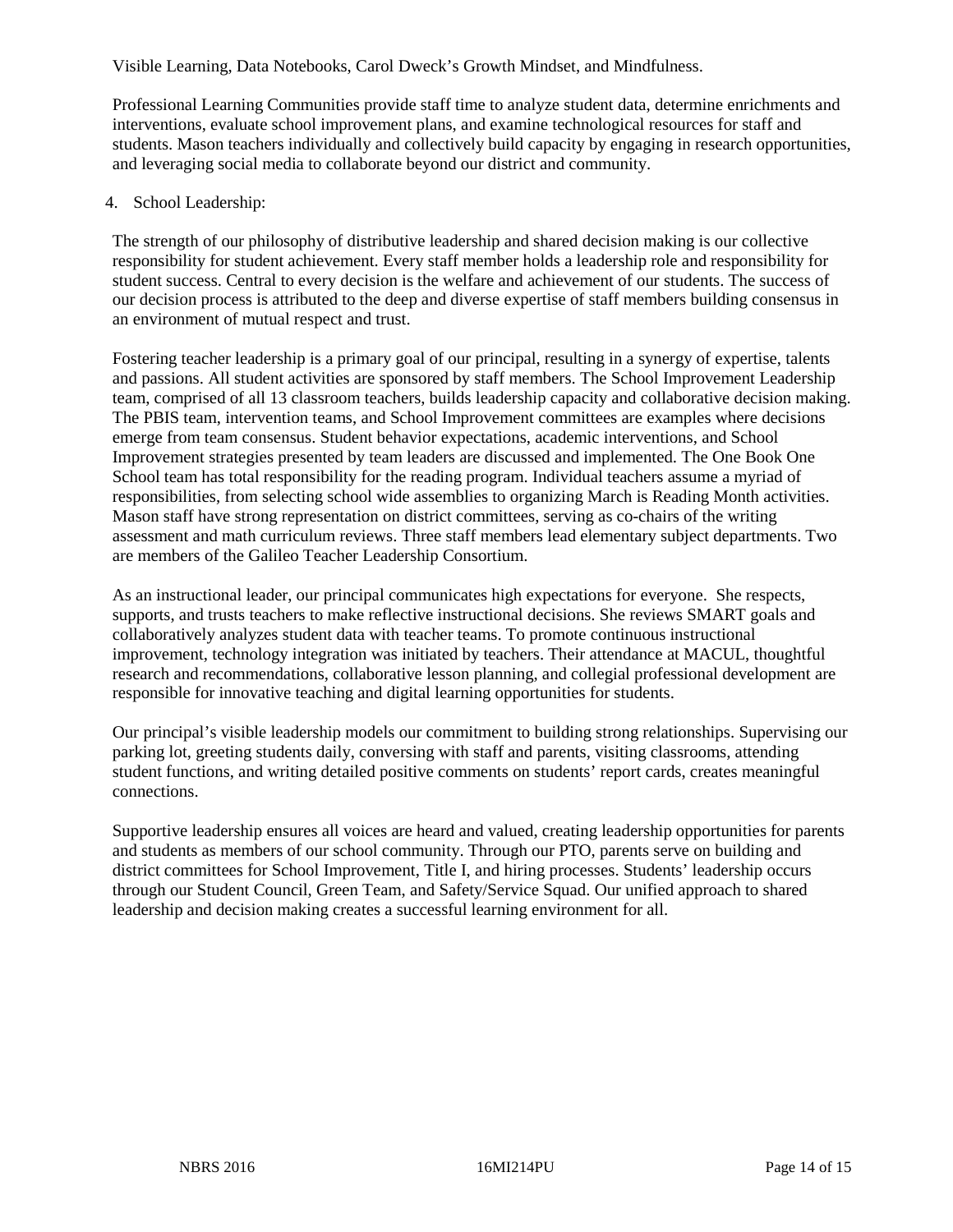Visible Learning, Data Notebooks, Carol Dweck's Growth Mindset, and Mindfulness.

Professional Learning Communities provide staff time to analyze student data, determine enrichments and interventions, evaluate school improvement plans, and examine technological resources for staff and students. Mason teachers individually and collectively build capacity by engaging in research opportunities, and leveraging social media to collaborate beyond our district and community.

4. School Leadership:

The strength of our philosophy of distributive leadership and shared decision making is our collective responsibility for student achievement. Every staff member holds a leadership role and responsibility for student success. Central to every decision is the welfare and achievement of our students. The success of our decision process is attributed to the deep and diverse expertise of staff members building consensus in an environment of mutual respect and trust.

Fostering teacher leadership is a primary goal of our principal, resulting in a synergy of expertise, talents and passions. All student activities are sponsored by staff members. The School Improvement Leadership team, comprised of all 13 classroom teachers, builds leadership capacity and collaborative decision making. The PBIS team, intervention teams, and School Improvement committees are examples where decisions emerge from team consensus. Student behavior expectations, academic interventions, and School Improvement strategies presented by team leaders are discussed and implemented. The One Book One School team has total responsibility for the reading program. Individual teachers assume a myriad of responsibilities, from selecting school wide assemblies to organizing March is Reading Month activities. Mason staff have strong representation on district committees, serving as co-chairs of the writing assessment and math curriculum reviews. Three staff members lead elementary subject departments. Two are members of the Galileo Teacher Leadership Consortium.

As an instructional leader, our principal communicates high expectations for everyone. She respects, supports, and trusts teachers to make reflective instructional decisions. She reviews SMART goals and collaboratively analyzes student data with teacher teams. To promote continuous instructional improvement, technology integration was initiated by teachers. Their attendance at MACUL, thoughtful research and recommendations, collaborative lesson planning, and collegial professional development are responsible for innovative teaching and digital learning opportunities for students.

Our principal's visible leadership models our commitment to building strong relationships. Supervising our parking lot, greeting students daily, conversing with staff and parents, visiting classrooms, attending student functions, and writing detailed positive comments on students' report cards, creates meaningful connections.

Supportive leadership ensures all voices are heard and valued, creating leadership opportunities for parents and students as members of our school community. Through our PTO, parents serve on building and district committees for School Improvement, Title I, and hiring processes. Students' leadership occurs through our Student Council, Green Team, and Safety/Service Squad. Our unified approach to shared leadership and decision making creates a successful learning environment for all.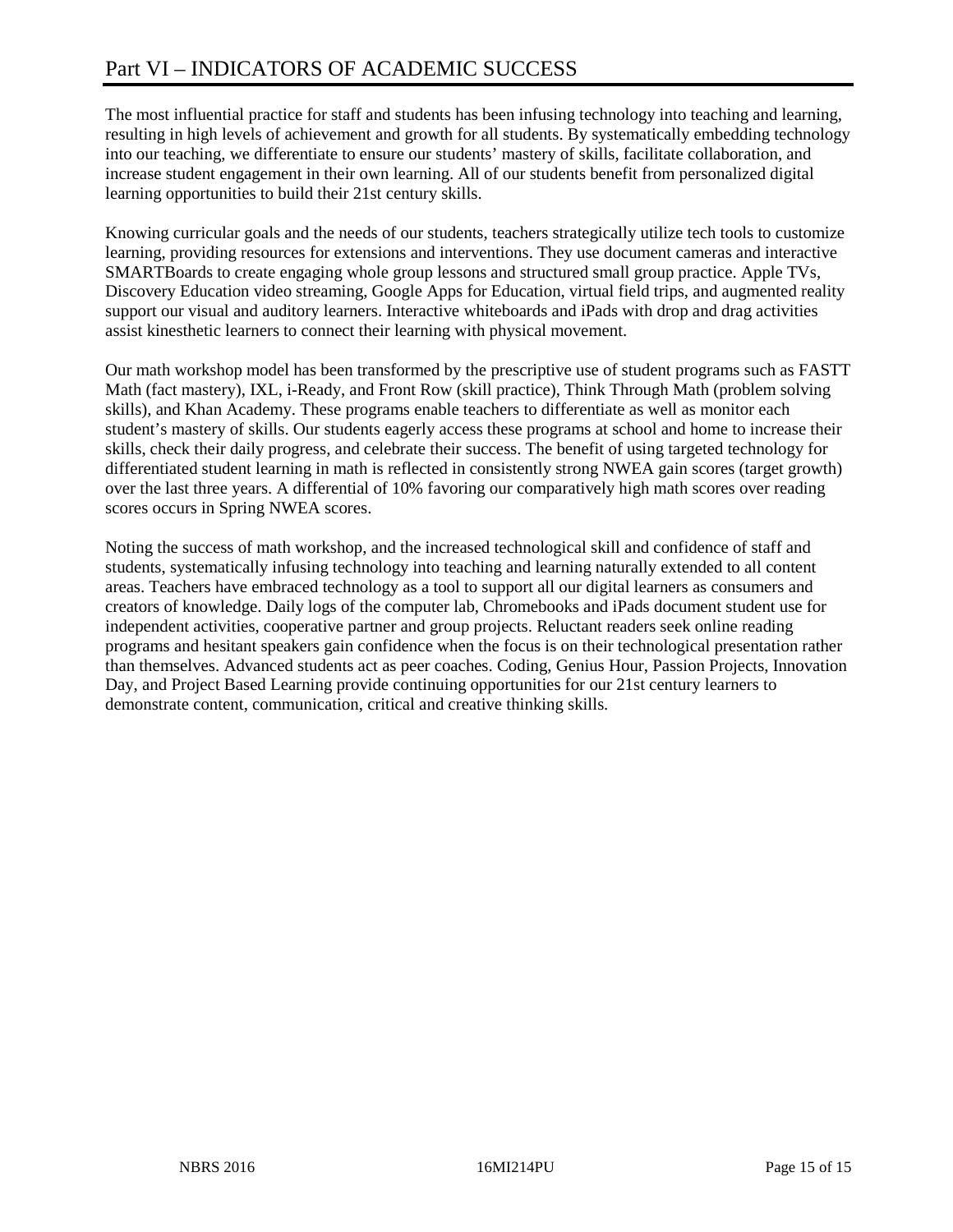# Part VI – INDICATORS OF ACADEMIC SUCCESS

The most influential practice for staff and students has been infusing technology into teaching and learning, resulting in high levels of achievement and growth for all students. By systematically embedding technology into our teaching, we differentiate to ensure our students' mastery of skills, facilitate collaboration, and increase student engagement in their own learning. All of our students benefit from personalized digital learning opportunities to build their 21st century skills.

Knowing curricular goals and the needs of our students, teachers strategically utilize tech tools to customize learning, providing resources for extensions and interventions. They use document cameras and interactive SMARTBoards to create engaging whole group lessons and structured small group practice. Apple TVs, Discovery Education video streaming, Google Apps for Education, virtual field trips, and augmented reality support our visual and auditory learners. Interactive whiteboards and iPads with drop and drag activities assist kinesthetic learners to connect their learning with physical movement.

Our math workshop model has been transformed by the prescriptive use of student programs such as FASTT Math (fact mastery), IXL, i-Ready, and Front Row (skill practice), Think Through Math (problem solving skills), and Khan Academy. These programs enable teachers to differentiate as well as monitor each student's mastery of skills. Our students eagerly access these programs at school and home to increase their skills, check their daily progress, and celebrate their success. The benefit of using targeted technology for differentiated student learning in math is reflected in consistently strong NWEA gain scores (target growth) over the last three years. A differential of 10% favoring our comparatively high math scores over reading scores occurs in Spring NWEA scores.

Noting the success of math workshop, and the increased technological skill and confidence of staff and students, systematically infusing technology into teaching and learning naturally extended to all content areas. Teachers have embraced technology as a tool to support all our digital learners as consumers and creators of knowledge. Daily logs of the computer lab, Chromebooks and iPads document student use for independent activities, cooperative partner and group projects. Reluctant readers seek online reading programs and hesitant speakers gain confidence when the focus is on their technological presentation rather than themselves. Advanced students act as peer coaches. Coding, Genius Hour, Passion Projects, Innovation Day, and Project Based Learning provide continuing opportunities for our 21st century learners to demonstrate content, communication, critical and creative thinking skills.